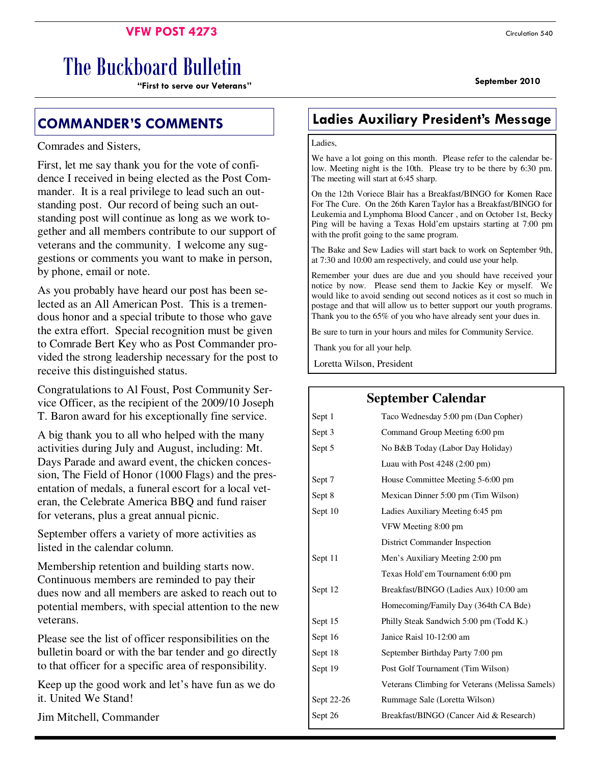**VFW POST 4273**

Circulation 540

# The Buckboard Bulletin

**"First to serve our Veterans"**

**September 2010**

## COMMANDER'S COMMENTS

Comrades and Sisters,

First, let me say thank you for the vote of confidence I received in being elected as the Post Commander. It is a real privilege to lead such an outstanding post. Our record of being such an outstanding post will continue as long as we work together and all members contribute to our support of veterans and the community. I welcome any suggestions or comments you want to make in person, by phone, email or note.

As you probably have heard our post has been selected as an All American Post. This is a tremendous honor and a special tribute to those who gave the extra effort. Special recognition must be given to Comrade Bert Key who as Post Commander provided the strong leadership necessary for the post to receive this distinguished status.

Congratulations to Al Foust, Post Community Service Officer, as the recipient of the 2009/10 Joseph T. Baron award for his exceptionally fine service.

A big thank you to all who helped with the many activities during July and August, including: Mt. Days Parade and award event, the chicken concession, The Field of Honor (1000 Flags) and the presentation of medals, a funeral escort for a local veteran, the Celebrate America BBQ and fund raiser for veterans, plus a great annual picnic.

September offers a variety of more activities as listed in the calendar column.

Membership retention and building starts now. Continuous members are reminded to pay their dues now and all members are asked to reach out to potential members, with special attention to the new veterans.

Please see the list of officer responsibilities on the bulletin board or with the bar tender and go directly to that officer for a specific area of responsibility.

Keep up the good work and let's have fun as we do it. United We Stand!

Jim Mitchell, Commander

## Ladies Auxiliary President's Message

Ladies,

We have a lot going on this month. Please refer to the calendar below. Meeting night is the 10th. Please try to be there by 6:30 pm. The meeting will start at 6:45 sharp.

On the 12th Voriece Blair has a Breakfast/BINGO for Komen Race For The Cure. On the 26th Karen Taylor has a Breakfast/BINGO for Leukemia and Lymphoma Blood Cancer , and on October 1st, Becky Ping will be having a Texas Hold'em upstairs starting at 7:00 pm with the profit going to the same program.

The Bake and Sew Ladies will start back to work on September 9th, at 7:30 and 10:00 am respectively, and could use your help.

Remember your dues are due and you should have received your notice by now. Please send them to Jackie Key or myself. We would like to avoid sending out second notices as it cost so much in postage and that will allow us to better support our youth programs. Thank you to the 65% of you who have already sent your dues in.

Be sure to turn in your hours and miles for Community Service.

Thank you for all your help.

Loretta Wilson, President

## September Calendar

| | |
|---|---|
| Sept 1 | Taco Wednesday 5:00 pm (Dan Copher) |
| Sept 3 | Command Group Meeting 6:00 pm |
| Sept 5 | No B&B Today (Labor Day Holiday) |
| | Luau with Post 4248 (2:00 pm) |
| Sept 7 | House Committee Meeting 5-6:00 pm |
| Sept 8 | Mexican Dinner 5:00 pm (Tim Wilson) |
| Sept 10 | Ladies Auxiliary Meeting 6:45 pm |
| | VFW Meeting 8:00 pm |
| | District Commander Inspection |
| Sept 11 | Men's Auxiliary Meeting 2:00 pm |
| | Texas Hold'em Tournament 6:00 pm |
| Sept 12 | Breakfast/BINGO (Ladies Aux) 10:00 am |
| | Homecoming/Family Day (364th CA Bde) |
| Sept 15 | Philly Steak Sandwich 5:00 pm (Todd K.) |
| Sept 16 | Janice Raisl 10-12:00 am |
| Sept 18 | September Birthday Party 7:00 pm |
| Sept 19 | Post Golf Tournament (Tim Wilson) |
| | Veterans Climbing for Veterans (Melissa Samels) |
| Sept 22-26 | Rummage Sale (Loretta Wilson) |
| Sept 26 | Breakfast/BINGO (Cancer Aid & Research) |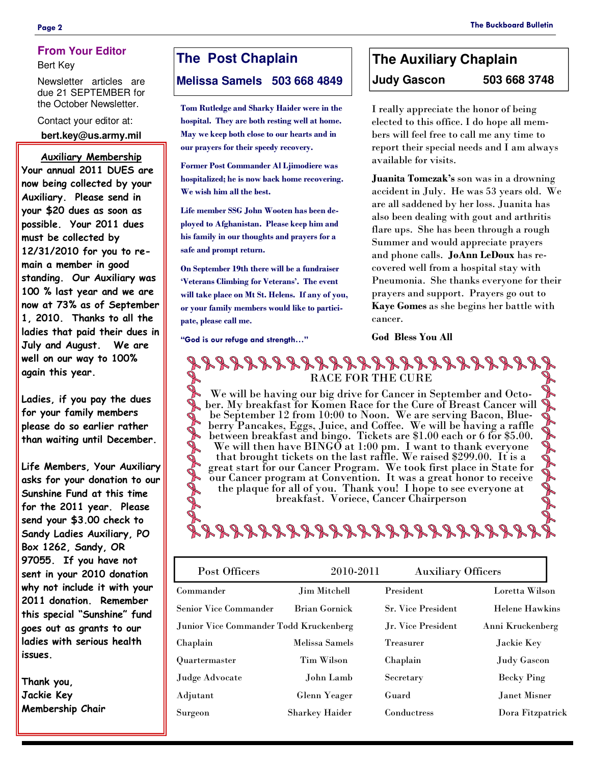## From Your Editor

Bert Key

Newsletter articles are due 21 SEPTEMBER for the October Newsletter.

Contact your editor at:

**bert.key@us.army.mil**

**Auxiliary Membership**

**Your annual 2011 DUES are now being collected by your Auxiliary. Please send in your $20 dues as soon as possible. Your 2011 dues must be collected by 12/31/2010 for you to remain a member in good standing. Our Auxiliary was 100 % last year and we are now at 73% as of September 1, 2010. Thanks to all the ladies that paid their dues in July and August. We are well on our way to 100% again this year.**

**Ladies, if you pay the dues for your family members please do so earlier rather than waiting until December.**

**Life Members, Your Auxiliary asks for your donation to our Sunshine Fund at this time for the 2011 year. Please send your $3.00 check to Sandy Ladies Auxiliary, PO Box 1262, Sandy, OR 97055. If you have not sent in your 2010 donation why not include it with your 2011 donation. Remember this special "Sunshine" fund goes out as grants to our ladies with serious health issues.**

**Thank you,**
**Jackie Key**
**Membership Chair**

## The Post Chaplain

### Melissa Samels 503 668 4849

**Tom Rutledge and Sharky Haider were in the hospital. They are both resting well at home. May we keep both close to our hearts and in our prayers for their speedy recovery.**

**Former Post Commander Al Ljimodiere was hospitalized; he is now back home recovering. We wish him all the best.**

**Life member SSG John Wooten has been deployed to Afghanistan. Please keep him and his family in our thoughts and prayers for a safe and prompt return.**

**On September 19th there will be a fundraiser 'Veterans Climbing for Veterans'. The event will take place on Mt St. Helens. If any of you, or your family members would like to participate, please call me.**

**"God is our refuge and strength…"**

## The Auxiliary Chaplain

### Judy Gascon 503 668 3748

I really appreciate the honor of being elected to this office. I do hope all members will feel free to call me any time to report their special needs and I am always available for visits.

**Juanita Tomczak's** son was in a drowning accident in July. He was 53 years old. We are all saddened by her loss. Juanita has also been dealing with gout and arthritis flare ups. She has been through a rough Summer and would appreciate prayers and phone calls. **JoAnn LeDoux** has recovered well from a hospital stay with Pneumonia. She thanks everyone for their prayers and support. Prayers go out to **Kaye Gomes** as she begins her battle with cancer.

**God Bless You All**

## RACE FOR THE CURE

We will be having our big drive for Cancer in September and October. My breakfast for Komen Race for the Cure of Breast Cancer will be September 12 from 10:00 to Noon. We are serving Bacon, Blueberry Pancakes, Eggs, Juice, and Coffee. We will be having a raffle between breakfast and bingo. Tickets are $1.00 each or 6 for $5.00. We will then have BINGO at 1:00 pm. I want to thank everyone that brought tickets on the last raffle. We raised $299.00. It is a great start for our Cancer Program. We took first place in State for our Cancer program at Convention. It was a great honor to receive the plaque for all of you. Thank you! I hope to see everyone at breakfast. Voriece, Cancer Chairperson

| Post Officers | | 2010-2011 Auxiliary Officers | |
|---|---|---|---|
| Commander | Jim Mitchell | President | Loretta Wilson |
| Senior Vice Commander | Brian Gornick | Sr. Vice President | Helene Hawkins |
| Junior Vice Commander | Todd Kruckenberg | Jr. Vice President | Anni Kruckenberg |
| Chaplain | Melissa Samels | Treasurer | Jackie Key |
| Quartermaster | Tim Wilson | Chaplain | Judy Gascon |
| Judge Advocate | John Lamb | Secretary | Becky Ping |
| Adjutant | Glenn Yeager | Guard | Janet Misner |
| Surgeon | Sharkey Haider | Conductress | Dora Fitzpatrick |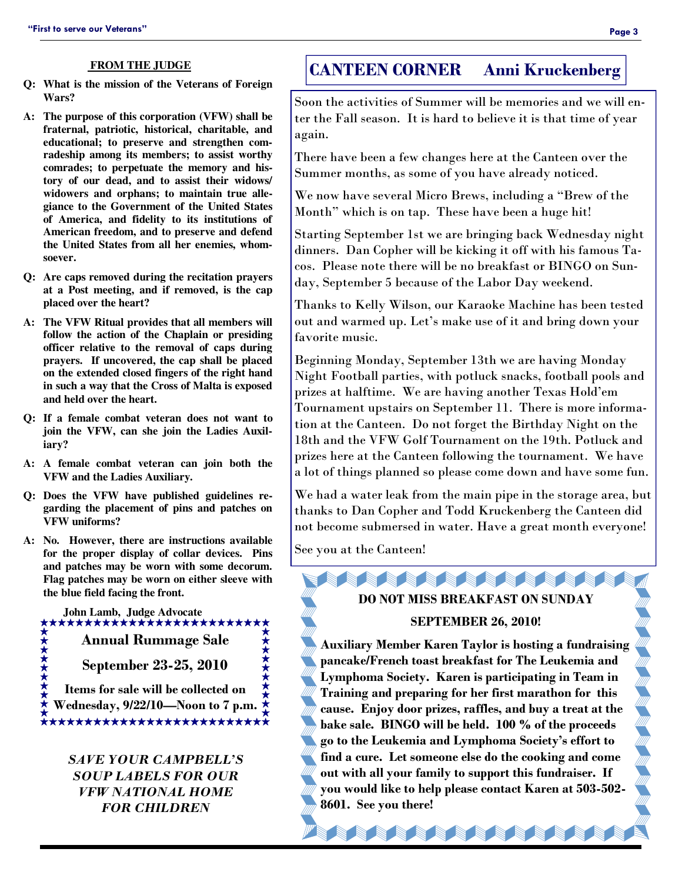## FROM THE JUDGE

**Q: What is the mission of the Veterans of Foreign Wars?**

**A: The purpose of this corporation (VFW) shall be fraternal, patriotic, historical, charitable, and educational; to preserve and strengthen comradeship among its members; to assist worthy comrades; to perpetuate the memory and history of our dead, and to assist their widows/widowers and orphans; to maintain true allegiance to the Government of the United States of America, and fidelity to its institutions of American freedom, and to preserve and defend the United States from all her enemies, whomsoever.**

**Q: Are caps removed during the recitation prayers at a Post meeting, and if removed, is the cap placed over the heart?**

**A: The VFW Ritual provides that all members will follow the action of the Chaplain or presiding officer relative to the removal of caps during prayers. If uncovered, the cap shall be placed on the extended closed fingers of the right hand in such a way that the Cross of Malta is exposed and held over the heart.**

**Q: If a female combat veteran does not want to join the VFW, can she join the Ladies Auxiliary?**

**A: A female combat veteran can join both the VFW and the Ladies Auxiliary.**

**Q: Does the VFW have published guidelines regarding the placement of pins and patches on VFW uniforms?**

**A: No. However, there are instructions available for the proper display of collar devices. Pins and patches may be worn with some decorum. Flag patches may be worn on either sleeve with the blue field facing the front.**

**John Lamb, Judge Advocate**

**Annual Rummage Sale**

**September 23-25, 2010**

**Items for sale will be collected on Wednesday, 9/22/10—Noon to 7 p.m.**

***SAVE YOUR CAMPBELL'S SOUP LABELS FOR OUR VFW NATIONAL HOME FOR CHILDREN***

## CANTEEN CORNER Anni Kruckenberg

Soon the activities of Summer will be memories and we will enter the Fall season. It is hard to believe it is that time of year again.

There have been a few changes here at the Canteen over the Summer months, as some of you have already noticed.

We now have several Micro Brews, including a "Brew of the Month" which is on tap. These have been a huge hit!

Starting September 1st we are bringing back Wednesday night dinners. Dan Copher will be kicking it off with his famous Tacos. Please note there will be no breakfast or BINGO on Sunday, September 5 because of the Labor Day weekend.

Thanks to Kelly Wilson, our Karaoke Machine has been tested out and warmed up. Let's make use of it and bring down your favorite music.

Beginning Monday, September 13th we are having Monday Night Football parties, with potluck snacks, football pools and prizes at halftime. We are having another Texas Hold'em Tournament upstairs on September 11. There is more information at the Canteen. Do not forget the Birthday Night on the 18th and the VFW Golf Tournament on the 19th. Potluck and prizes here at the Canteen following the tournament. We have a lot of things planned so please come down and have some fun.

We had a water leak from the main pipe in the storage area, but thanks to Dan Copher and Todd Kruckenberg the Canteen did not become submersed in water. Have a great month everyone!

See you at the Canteen!

**DO NOT MISS BREAKFAST ON SUNDAY**

**SEPTEMBER 26, 2010!**

**Auxiliary Member Karen Taylor is hosting a fundraising pancake/French toast breakfast for The Leukemia and Lymphoma Society. Karen is participating in Team in Training and preparing for her first marathon for this cause. Enjoy door prizes, raffles, and buy a treat at the bake sale. BINGO will be held. 100 % of the proceeds go to the Leukemia and Lymphoma Society's effort to find a cure. Let someone else do the cooking and come out with all your family to support this fundraiser. If you would like to help please contact Karen at 503-502-8601. See you there!**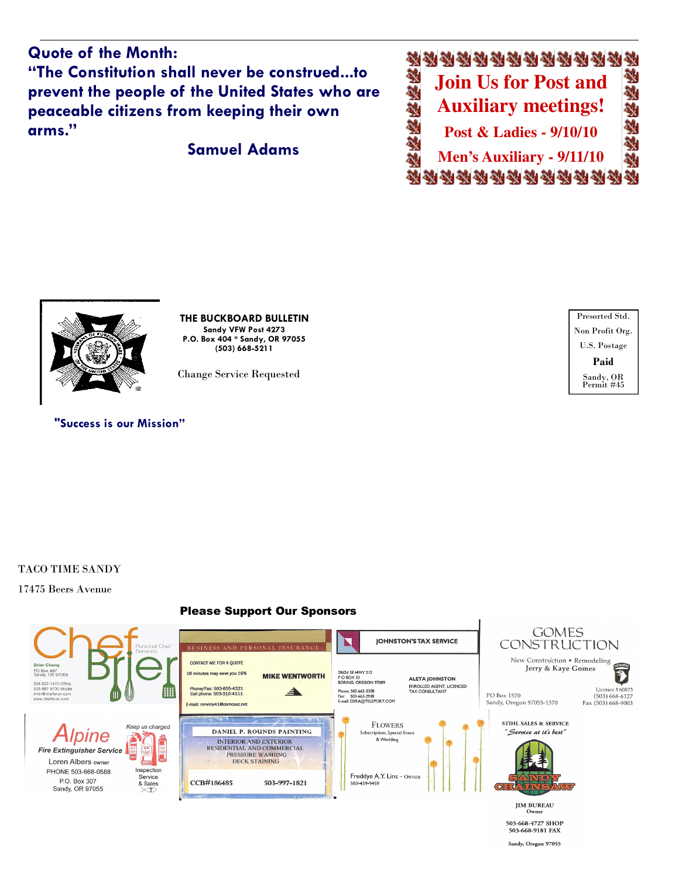**Quote of the Month:**
**"The Constitution shall never be construed...to prevent the people of the United States who are peaceable citizens from keeping their own arms."**

**Samuel Adams**

## Join Us for Post and Auxiliary meetings!

**Post & Ladies - 9/10/10**

**Men's Auxiliary - 9/11/10**

**THE BUCKBOARD BULLETIN**
**Sandy VFW Post 4273**
**P.O. Box 404 * Sandy, OR 97055**
**(503) 668-5211**

Change Service Requested

Presorted Std.
Non Profit Org.
U.S. Postage
**Paid**
Sandy, OR
Permit #45

**"Success is our Mission"**

TACO TIME SANDY

17475 Beers Avenue

**Please Support Our Sponsors**

Chef Brier — Personal Chef Services
Brier Chung
PO Box 487
Sandy, OR 97055
503-622-1470-Office
503-887-9700-Mobile
brier@chefbrier.com
www.chefbrier.com

BUSINESS AND PERSONAL INSURANCE
CONTACT ME FOR A QUOTE
15 minutes may save you 15%
MIKE WENTWORTH
Phone/Fax: 503-855-4321
Cell phone: 503-310-4111
E-mail: mrwins41@comcast.net

JOHNSTON'S TAX SERVICE
28424 SE HWY 212
P O BOX 33
BORING, OREGON 97009
Phone: 503-663-3308
Fax: 503-663-2938
E-mail: DERA@TELEPORT.COM
ALETA JOHNSTON
ENROLLED AGENT, LICENCED TAX CONSULTANT

GOMES CONSTRUCTION
New Construction • Remodeling
Jerry & Kaye Gomes
PO Box 1570
Sandy, Oregon 97055-1570
Licence # 60873
(503) 668-6127
Fax (503) 668-9003

Alpine Fire Extinguisher Service
Keep us charged.
Loren Albers owner
PHONE 503-668-0588
P.O. Box 307
Sandy, OR 97055
Inspection Service & Sales

DANIEL P. ROUNDS PAINTING
INTERIOR AND EXTERIOR
RESIDENTIAL AND COMMERCIAL
PRESSURE WASHING
DECK STAINING
CCB#186485 503-997-1821

FLOWERS
Subscription, Special Event & Wedding
Freddye A.Y. Lins – Owner
503•459•9459

STIHL SALES & SERVICE
"Service at it's best"
SANDY CHAINSAW
JIM BUREAU
Owner
503-668-4727 SHOP
503-668-9181 FAX
Sandy, Oregon 97055